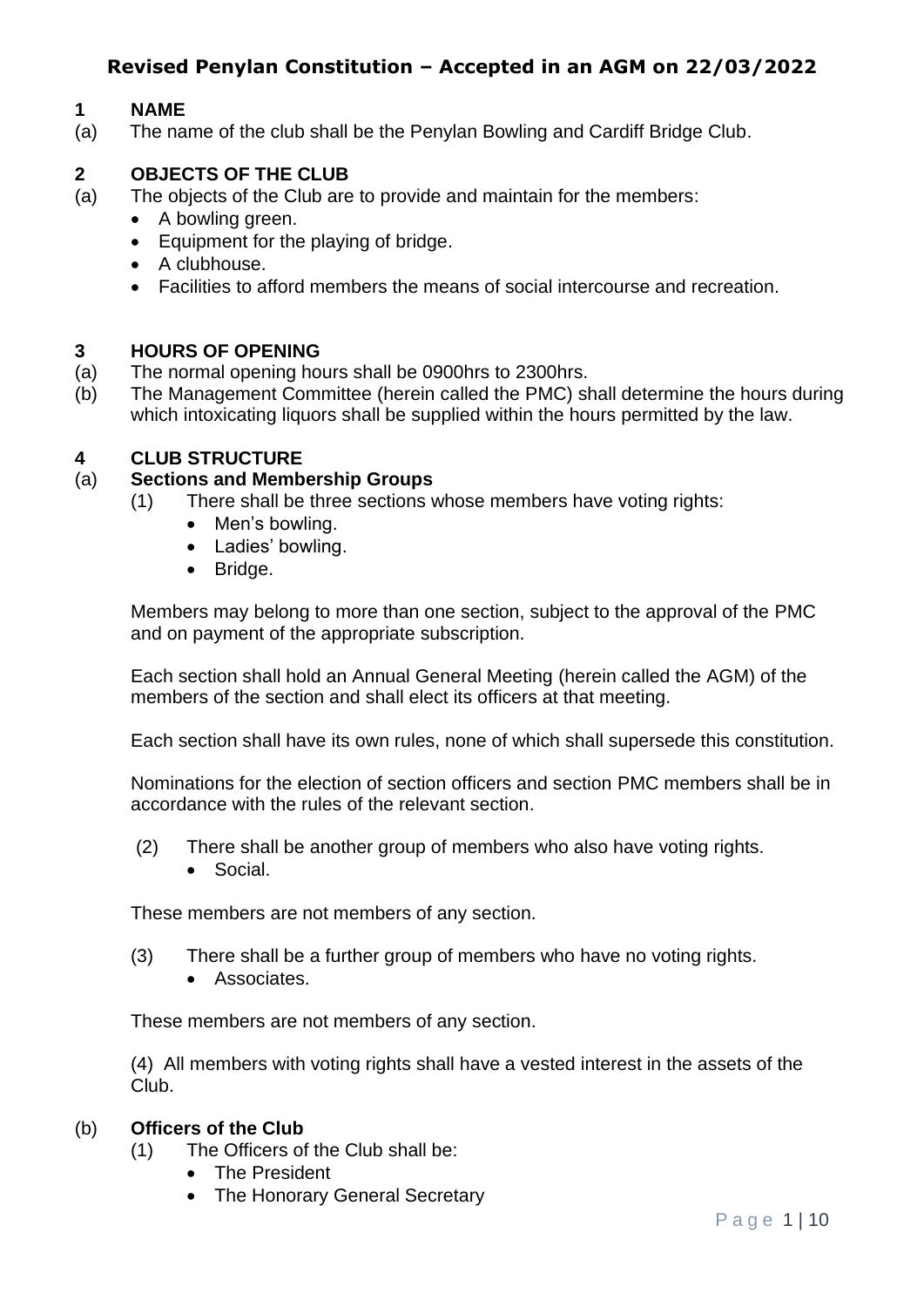# Revised Penylan Constitution – Accepted in an AGM on 22/03/2022

## 1 NAME

(a) The name of the club shall be the Penylan Bowling and Cardiff Bridge Club.

## 2 OBJECTS OF THE CLUB

(a) The objects of the Club are to provide and maintain for the members:

- A bowling green.
- Equipment for the playing of bridge.
- A clubhouse.
- Facilities to afford members the means of social intercourse and recreation.

## 3 HOURS OF OPENING

(a) The normal opening hours shall be 0900hrs to 2300hrs.

(b) The Management Committee (herein called the PMC) shall determine the hours during which intoxicating liquors shall be supplied within the hours permitted by the law.

## 4 CLUB STRUCTURE

### (a) Sections and Membership Groups

(1) There shall be three sections whose members have voting rights:

- Men's bowling.
- Ladies' bowling.
- Bridge.

Members may belong to more than one section, subject to the approval of the PMC and on payment of the appropriate subscription.

Each section shall hold an Annual General Meeting (herein called the AGM) of the members of the section and shall elect its officers at that meeting.

Each section shall have its own rules, none of which shall supersede this constitution.

Nominations for the election of section officers and section PMC members shall be in accordance with the rules of the relevant section.

(2) There shall be another group of members who also have voting rights.

- Social.

These members are not members of any section.

(3) There shall be a further group of members who have no voting rights.

- Associates.

These members are not members of any section.

(4) All members with voting rights shall have a vested interest in the assets of the Club.

### (b) Officers of the Club

(1) The Officers of the Club shall be:

- The President
- The Honorary General Secretary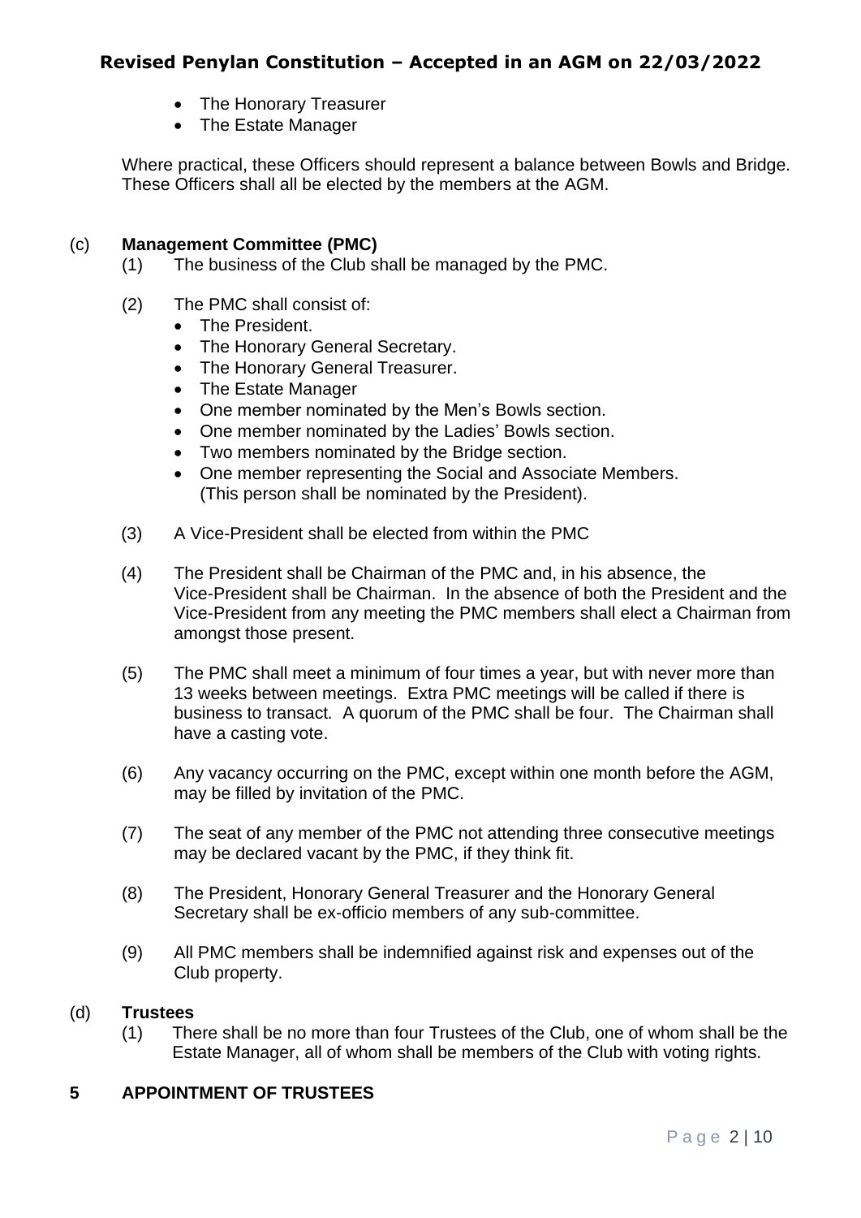- The Honorary Treasurer
- The Estate Manager

Where practical, these Officers should represent a balance between Bowls and Bridge. These Officers shall all be elected by the members at the AGM.

(c) **Management Committee (PMC)**

(1) The business of the Club shall be managed by the PMC.

(2) The PMC shall consist of:

- The President.
- The Honorary General Secretary.
- The Honorary General Treasurer.
- The Estate Manager
- One member nominated by the Men's Bowls section.
- One member nominated by the Ladies' Bowls section.
- Two members nominated by the Bridge section.
- One member representing the Social and Associate Members. (This person shall be nominated by the President).

(3) A Vice-President shall be elected from within the PMC

(4) The President shall be Chairman of the PMC and, in his absence, the Vice-President shall be Chairman. In the absence of both the President and the Vice-President from any meeting the PMC members shall elect a Chairman from amongst those present.

(5) The PMC shall meet a minimum of four times a year, but with never more than 13 weeks between meetings. Extra PMC meetings will be called if there is business to transact. A quorum of the PMC shall be four. The Chairman shall have a casting vote.

(6) Any vacancy occurring on the PMC, except within one month before the AGM, may be filled by invitation of the PMC.

(7) The seat of any member of the PMC not attending three consecutive meetings may be declared vacant by the PMC, if they think fit.

(8) The President, Honorary General Treasurer and the Honorary General Secretary shall be ex-officio members of any sub-committee.

(9) All PMC members shall be indemnified against risk and expenses out of the Club property.

(d) **Trustees**

(1) There shall be no more than four Trustees of the Club, one of whom shall be the Estate Manager, all of whom shall be members of the Club with voting rights.

## 5 APPOINTMENT OF TRUSTEES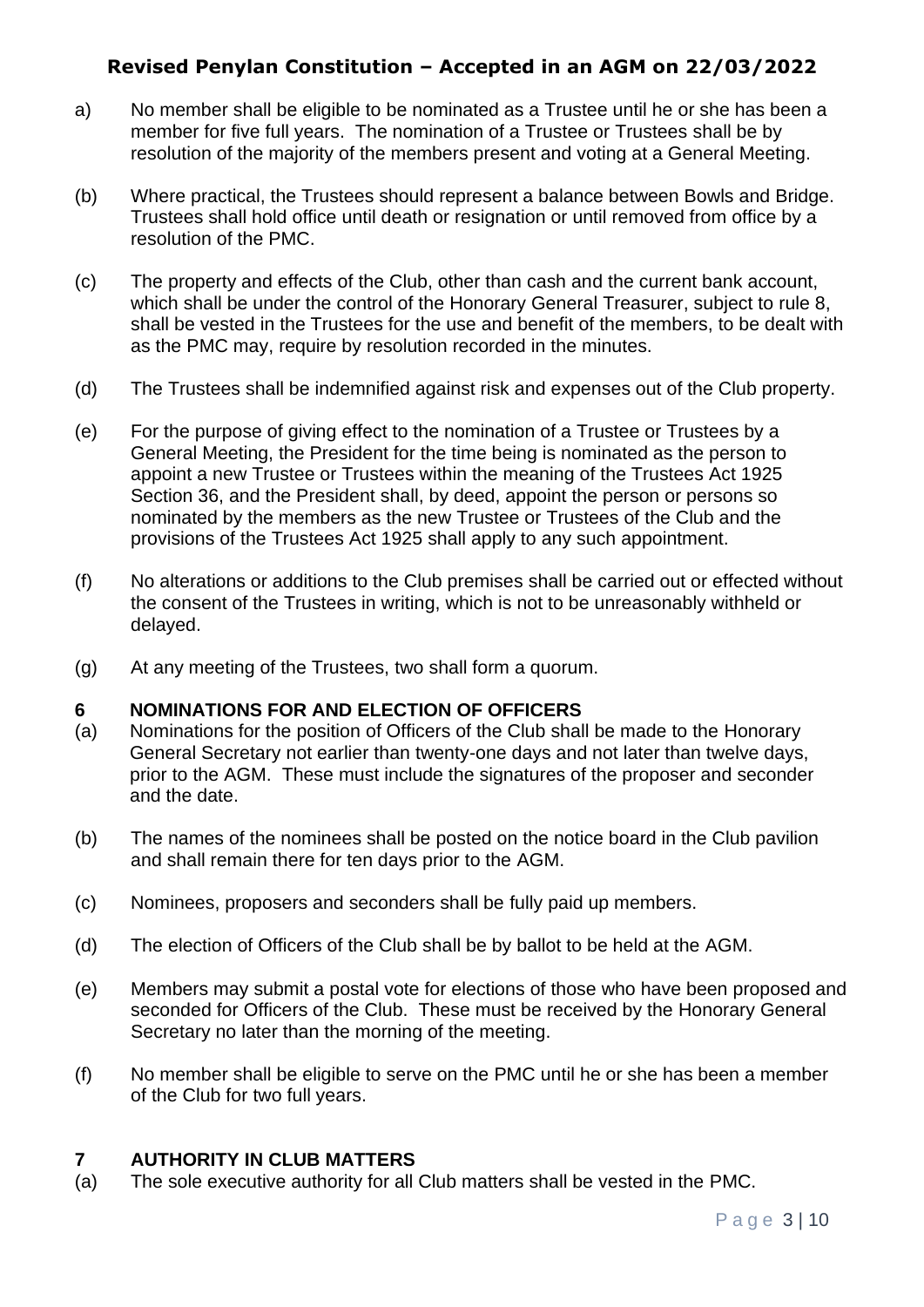a) No member shall be eligible to be nominated as a Trustee until he or she has been a member for five full years. The nomination of a Trustee or Trustees shall be by resolution of the majority of the members present and voting at a General Meeting.

(b) Where practical, the Trustees should represent a balance between Bowls and Bridge. Trustees shall hold office until death or resignation or until removed from office by a resolution of the PMC.

(c) The property and effects of the Club, other than cash and the current bank account, which shall be under the control of the Honorary General Treasurer, subject to rule 8, shall be vested in the Trustees for the use and benefit of the members, to be dealt with as the PMC may, require by resolution recorded in the minutes.

(d) The Trustees shall be indemnified against risk and expenses out of the Club property.

(e) For the purpose of giving effect to the nomination of a Trustee or Trustees by a General Meeting, the President for the time being is nominated as the person to appoint a new Trustee or Trustees within the meaning of the Trustees Act 1925 Section 36, and the President shall, by deed, appoint the person or persons so nominated by the members as the new Trustee or Trustees of the Club and the provisions of the Trustees Act 1925 shall apply to any such appointment.

(f) No alterations or additions to the Club premises shall be carried out or effected without the consent of the Trustees in writing, which is not to be unreasonably withheld or delayed.

(g) At any meeting of the Trustees, two shall form a quorum.

## 6 NOMINATIONS FOR AND ELECTION OF OFFICERS

(a) Nominations for the position of Officers of the Club shall be made to the Honorary General Secretary not earlier than twenty-one days and not later than twelve days, prior to the AGM. These must include the signatures of the proposer and seconder and the date.

(b) The names of the nominees shall be posted on the notice board in the Club pavilion and shall remain there for ten days prior to the AGM.

(c) Nominees, proposers and seconders shall be fully paid up members.

(d) The election of Officers of the Club shall be by ballot to be held at the AGM.

(e) Members may submit a postal vote for elections of those who have been proposed and seconded for Officers of the Club. These must be received by the Honorary General Secretary no later than the morning of the meeting.

(f) No member shall be eligible to serve on the PMC until he or she has been a member of the Club for two full years.

## 7 AUTHORITY IN CLUB MATTERS

(a) The sole executive authority for all Club matters shall be vested in the PMC.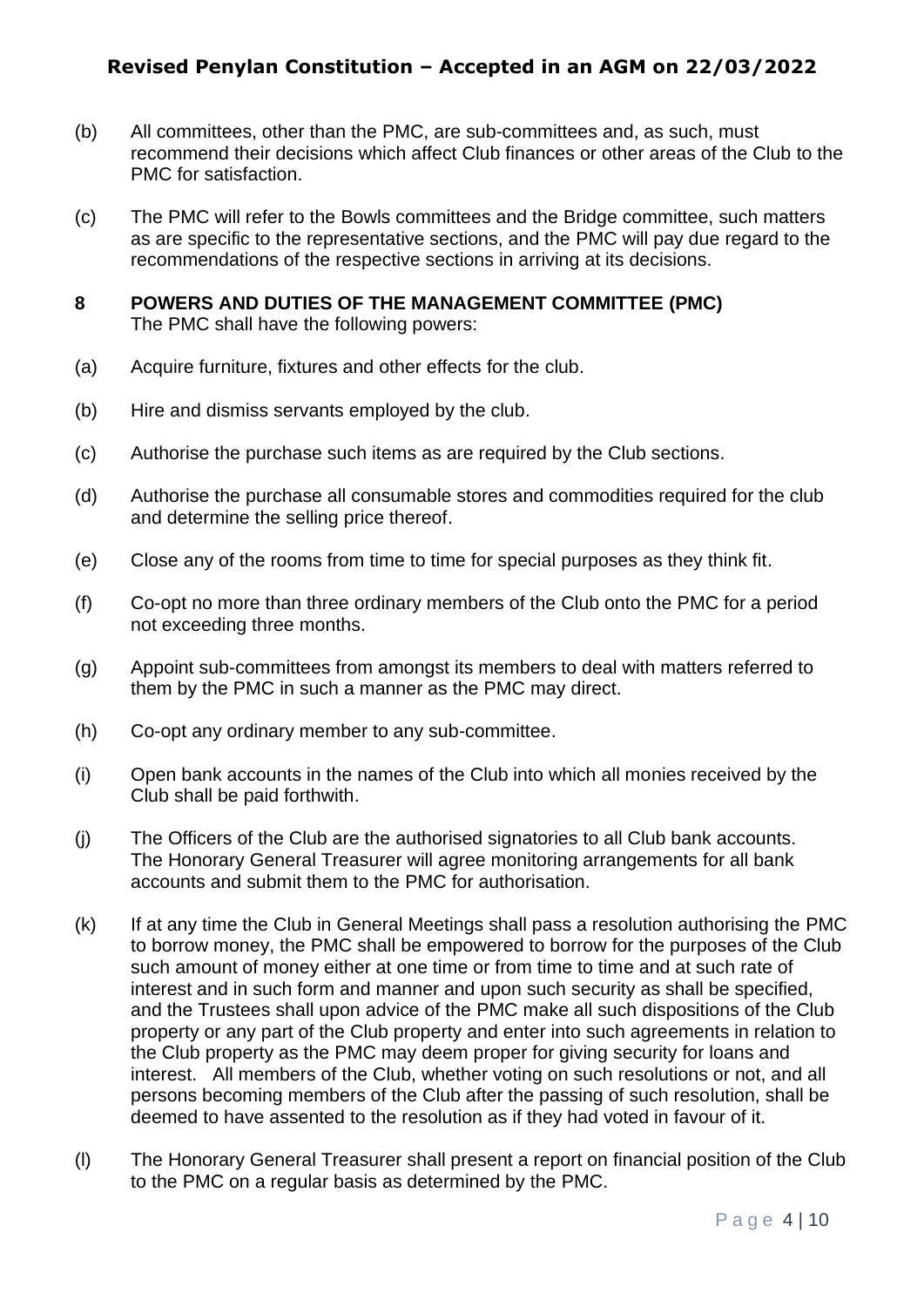(b) All committees, other than the PMC, are sub-committees and, as such, must recommend their decisions which affect Club finances or other areas of the Club to the PMC for satisfaction.

(c) The PMC will refer to the Bowls committees and the Bridge committee, such matters as are specific to the representative sections, and the PMC will pay due regard to the recommendations of the respective sections in arriving at its decisions.

## 8 POWERS AND DUTIES OF THE MANAGEMENT COMMITTEE (PMC)

The PMC shall have the following powers:

(a) Acquire furniture, fixtures and other effects for the club.

(b) Hire and dismiss servants employed by the club.

(c) Authorise the purchase such items as are required by the Club sections.

(d) Authorise the purchase all consumable stores and commodities required for the club and determine the selling price thereof.

(e) Close any of the rooms from time to time for special purposes as they think fit.

(f) Co-opt no more than three ordinary members of the Club onto the PMC for a period not exceeding three months.

(g) Appoint sub-committees from amongst its members to deal with matters referred to them by the PMC in such a manner as the PMC may direct.

(h) Co-opt any ordinary member to any sub-committee.

(i) Open bank accounts in the names of the Club into which all monies received by the Club shall be paid forthwith.

(j) The Officers of the Club are the authorised signatories to all Club bank accounts. The Honorary General Treasurer will agree monitoring arrangements for all bank accounts and submit them to the PMC for authorisation.

(k) If at any time the Club in General Meetings shall pass a resolution authorising the PMC to borrow money, the PMC shall be empowered to borrow for the purposes of the Club such amount of money either at one time or from time to time and at such rate of interest and in such form and manner and upon such security as shall be specified, and the Trustees shall upon advice of the PMC make all such dispositions of the Club property or any part of the Club property and enter into such agreements in relation to the Club property as the PMC may deem proper for giving security for loans and interest. All members of the Club, whether voting on such resolutions or not, and all persons becoming members of the Club after the passing of such resolution, shall be deemed to have assented to the resolution as if they had voted in favour of it.

(l) The Honorary General Treasurer shall present a report on financial position of the Club to the PMC on a regular basis as determined by the PMC.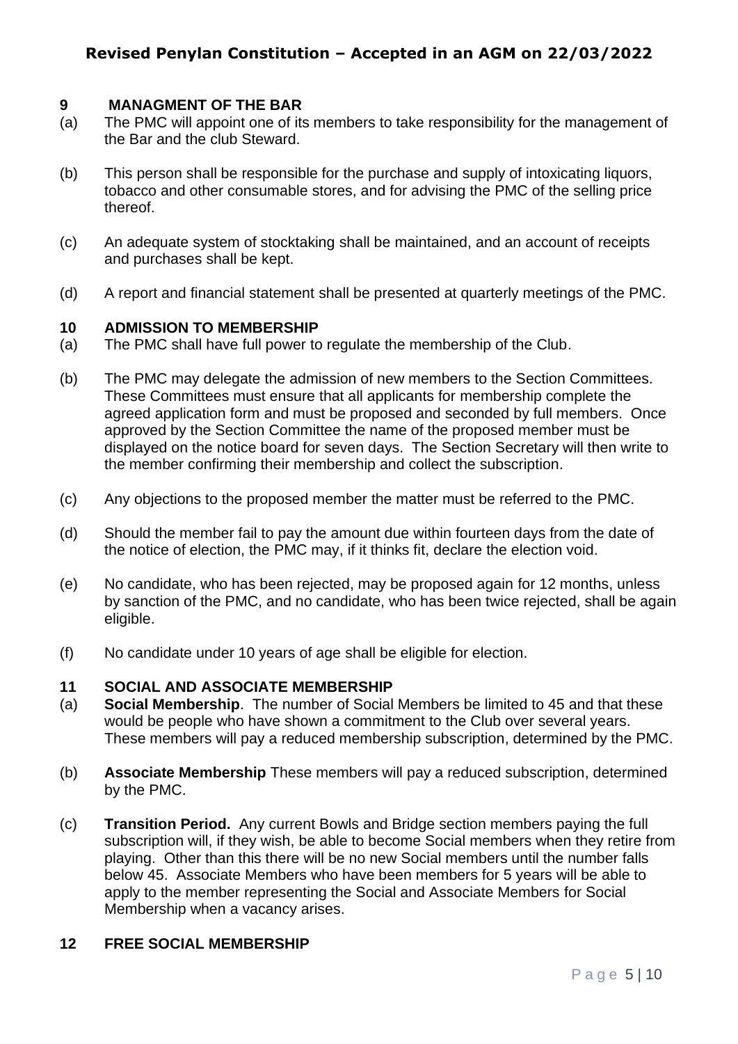## 9 MANAGMENT OF THE BAR

(a) The PMC will appoint one of its members to take responsibility for the management of the Bar and the club Steward.

(b) This person shall be responsible for the purchase and supply of intoxicating liquors, tobacco and other consumable stores, and for advising the PMC of the selling price thereof.

(c) An adequate system of stocktaking shall be maintained, and an account of receipts and purchases shall be kept.

(d) A report and financial statement shall be presented at quarterly meetings of the PMC.

## 10 ADMISSION TO MEMBERSHIP

(a) The PMC shall have full power to regulate the membership of the Club.

(b) The PMC may delegate the admission of new members to the Section Committees. These Committees must ensure that all applicants for membership complete the agreed application form and must be proposed and seconded by full members. Once approved by the Section Committee the name of the proposed member must be displayed on the notice board for seven days. The Section Secretary will then write to the member confirming their membership and collect the subscription.

(c) Any objections to the proposed member the matter must be referred to the PMC.

(d) Should the member fail to pay the amount due within fourteen days from the date of the notice of election, the PMC may, if it thinks fit, declare the election void.

(e) No candidate, who has been rejected, may be proposed again for 12 months, unless by sanction of the PMC, and no candidate, who has been twice rejected, shall be again eligible.

(f) No candidate under 10 years of age shall be eligible for election.

## 11 SOCIAL AND ASSOCIATE MEMBERSHIP

(a) **Social Membership**. The number of Social Members be limited to 45 and that these would be people who have shown a commitment to the Club over several years. These members will pay a reduced membership subscription, determined by the PMC.

(b) **Associate Membership** These members will pay a reduced subscription, determined by the PMC.

(c) **Transition Period.** Any current Bowls and Bridge section members paying the full subscription will, if they wish, be able to become Social members when they retire from playing. Other than this there will be no new Social members until the number falls below 45. Associate Members who have been members for 5 years will be able to apply to the member representing the Social and Associate Members for Social Membership when a vacancy arises.

## 12 FREE SOCIAL MEMBERSHIP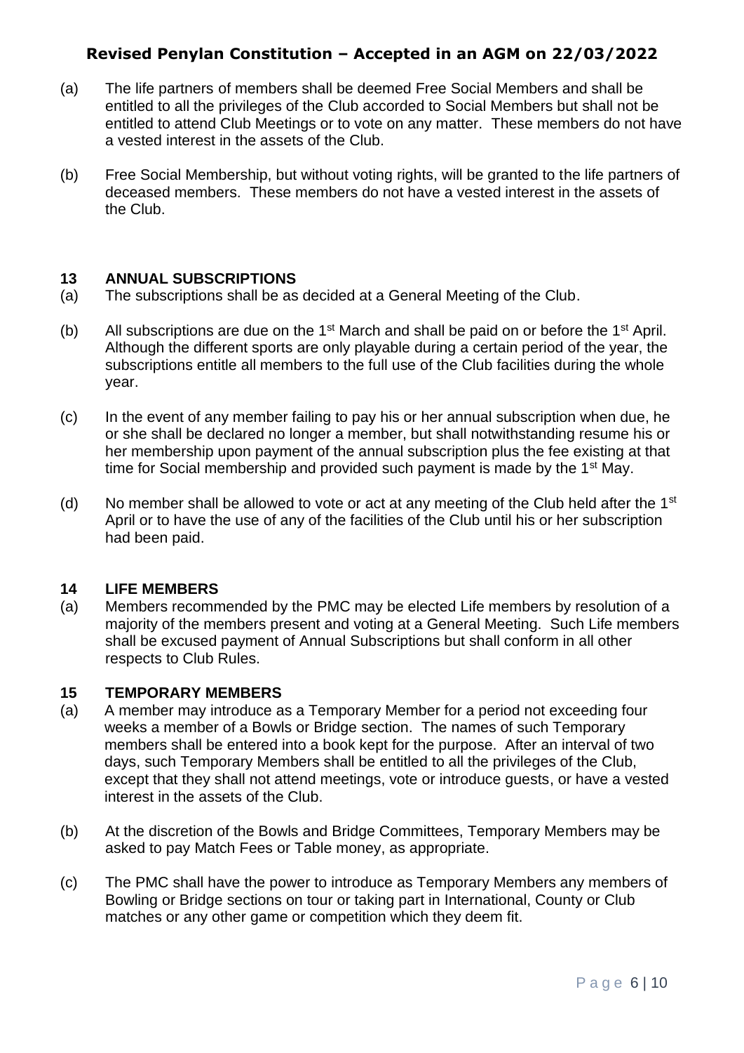(a) The life partners of members shall be deemed Free Social Members and shall be entitled to all the privileges of the Club accorded to Social Members but shall not be entitled to attend Club Meetings or to vote on any matter. These members do not have a vested interest in the assets of the Club.

(b) Free Social Membership, but without voting rights, will be granted to the life partners of deceased members. These members do not have a vested interest in the assets of the Club.

## 13 ANNUAL SUBSCRIPTIONS

(a) The subscriptions shall be as decided at a General Meeting of the Club.

(b) All subscriptions are due on the 1st March and shall be paid on or before the 1st April. Although the different sports are only playable during a certain period of the year, the subscriptions entitle all members to the full use of the Club facilities during the whole year.

(c) In the event of any member failing to pay his or her annual subscription when due, he or she shall be declared no longer a member, but shall notwithstanding resume his or her membership upon payment of the annual subscription plus the fee existing at that time for Social membership and provided such payment is made by the 1st May.

(d) No member shall be allowed to vote or act at any meeting of the Club held after the 1st April or to have the use of any of the facilities of the Club until his or her subscription had been paid.

## 14 LIFE MEMBERS

(a) Members recommended by the PMC may be elected Life members by resolution of a majority of the members present and voting at a General Meeting. Such Life members shall be excused payment of Annual Subscriptions but shall conform in all other respects to Club Rules.

## 15 TEMPORARY MEMBERS

(a) A member may introduce as a Temporary Member for a period not exceeding four weeks a member of a Bowls or Bridge section. The names of such Temporary members shall be entered into a book kept for the purpose. After an interval of two days, such Temporary Members shall be entitled to all the privileges of the Club, except that they shall not attend meetings, vote or introduce guests, or have a vested interest in the assets of the Club.

(b) At the discretion of the Bowls and Bridge Committees, Temporary Members may be asked to pay Match Fees or Table money, as appropriate.

(c) The PMC shall have the power to introduce as Temporary Members any members of Bowling or Bridge sections on tour or taking part in International, County or Club matches or any other game or competition which they deem fit.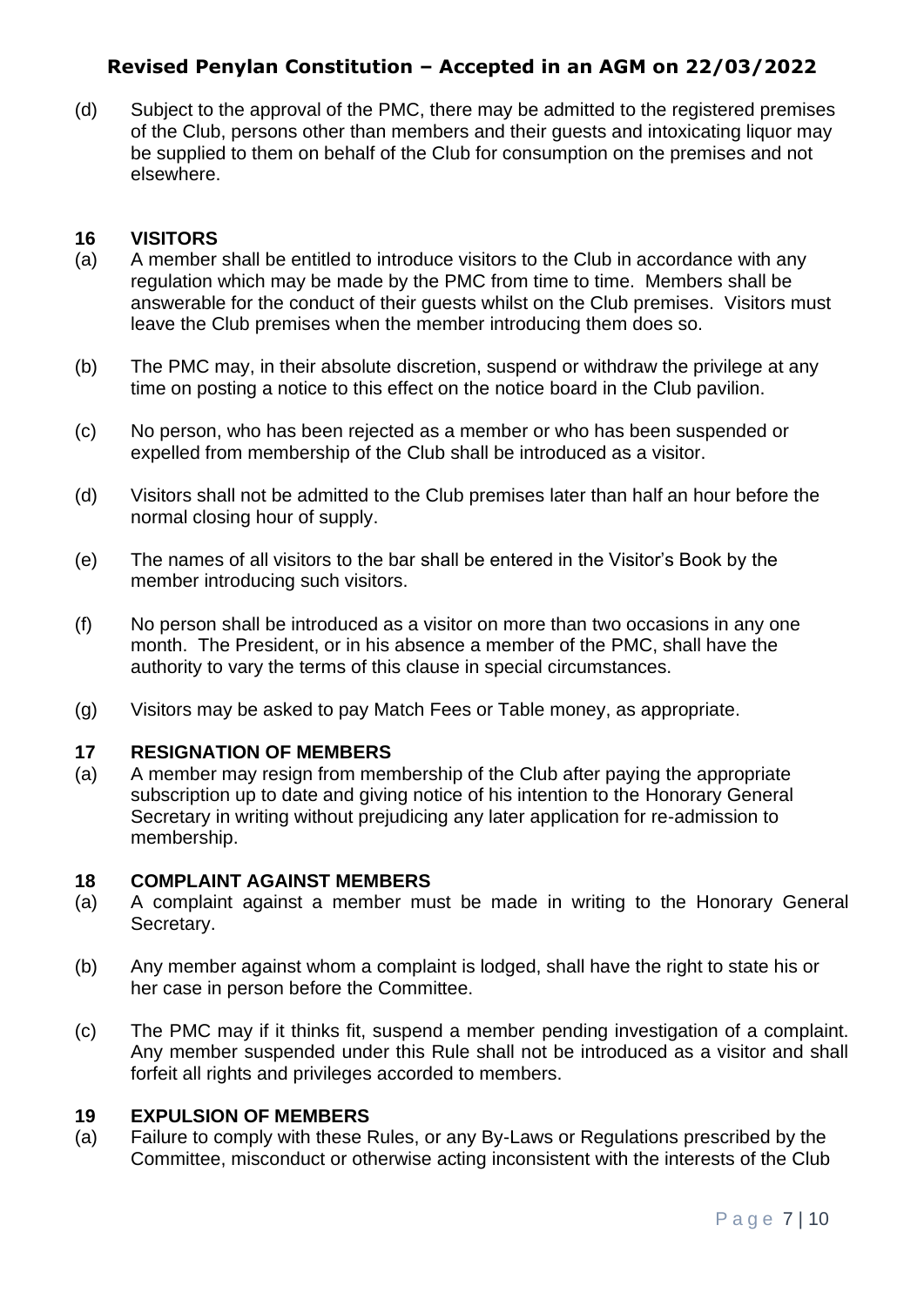(d) Subject to the approval of the PMC, there may be admitted to the registered premises of the Club, persons other than members and their guests and intoxicating liquor may be supplied to them on behalf of the Club for consumption on the premises and not elsewhere.

## 16 VISITORS

(a) A member shall be entitled to introduce visitors to the Club in accordance with any regulation which may be made by the PMC from time to time. Members shall be answerable for the conduct of their guests whilst on the Club premises. Visitors must leave the Club premises when the member introducing them does so.

(b) The PMC may, in their absolute discretion, suspend or withdraw the privilege at any time on posting a notice to this effect on the notice board in the Club pavilion.

(c) No person, who has been rejected as a member or who has been suspended or expelled from membership of the Club shall be introduced as a visitor.

(d) Visitors shall not be admitted to the Club premises later than half an hour before the normal closing hour of supply.

(e) The names of all visitors to the bar shall be entered in the Visitor's Book by the member introducing such visitors.

(f) No person shall be introduced as a visitor on more than two occasions in any one month. The President, or in his absence a member of the PMC, shall have the authority to vary the terms of this clause in special circumstances.

(g) Visitors may be asked to pay Match Fees or Table money, as appropriate.

## 17 RESIGNATION OF MEMBERS

(a) A member may resign from membership of the Club after paying the appropriate subscription up to date and giving notice of his intention to the Honorary General Secretary in writing without prejudicing any later application for re-admission to membership.

## 18 COMPLAINT AGAINST MEMBERS

(a) A complaint against a member must be made in writing to the Honorary General Secretary.

(b) Any member against whom a complaint is lodged, shall have the right to state his or her case in person before the Committee.

(c) The PMC may if it thinks fit, suspend a member pending investigation of a complaint. Any member suspended under this Rule shall not be introduced as a visitor and shall forfeit all rights and privileges accorded to members.

## 19 EXPULSION OF MEMBERS

(a) Failure to comply with these Rules, or any By-Laws or Regulations prescribed by the Committee, misconduct or otherwise acting inconsistent with the interests of the Club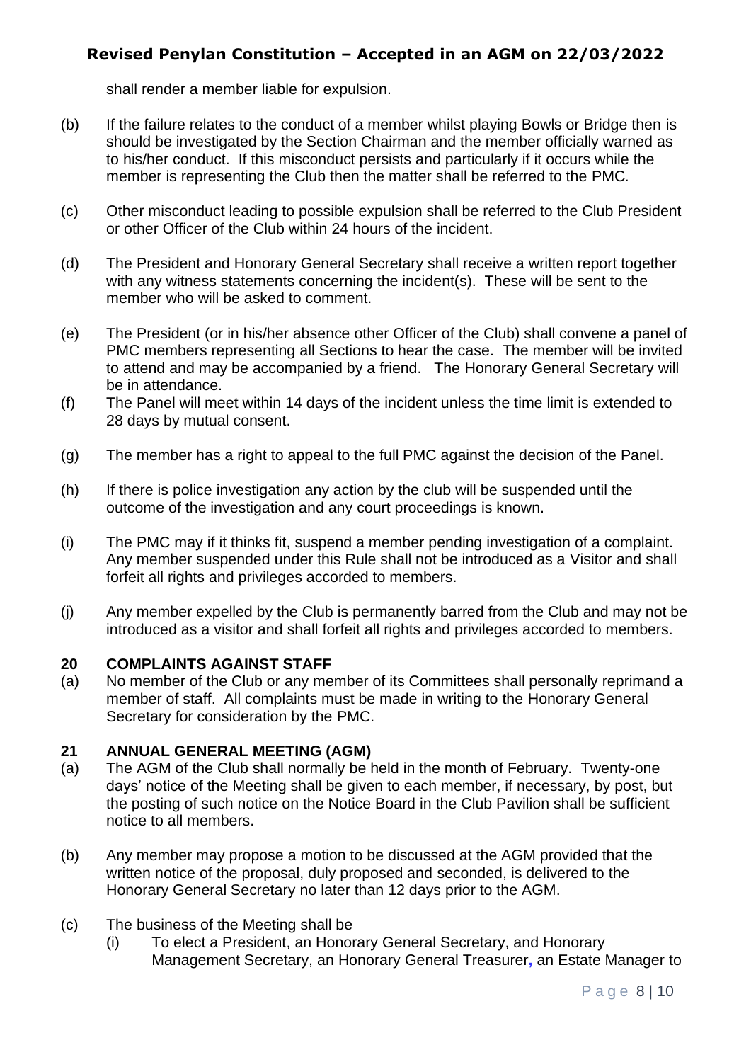shall render a member liable for expulsion.

(b) If the failure relates to the conduct of a member whilst playing Bowls or Bridge then is should be investigated by the Section Chairman and the member officially warned as to his/her conduct. If this misconduct persists and particularly if it occurs while the member is representing the Club then the matter shall be referred to the PMC.

(c) Other misconduct leading to possible expulsion shall be referred to the Club President or other Officer of the Club within 24 hours of the incident.

(d) The President and Honorary General Secretary shall receive a written report together with any witness statements concerning the incident(s). These will be sent to the member who will be asked to comment.

(e) The President (or in his/her absence other Officer of the Club) shall convene a panel of PMC members representing all Sections to hear the case. The member will be invited to attend and may be accompanied by a friend. The Honorary General Secretary will be in attendance.

(f) The Panel will meet within 14 days of the incident unless the time limit is extended to 28 days by mutual consent.

(g) The member has a right to appeal to the full PMC against the decision of the Panel.

(h) If there is police investigation any action by the club will be suspended until the outcome of the investigation and any court proceedings is known.

(i) The PMC may if it thinks fit, suspend a member pending investigation of a complaint. Any member suspended under this Rule shall not be introduced as a Visitor and shall forfeit all rights and privileges accorded to members.

(j) Any member expelled by the Club is permanently barred from the Club and may not be introduced as a visitor and shall forfeit all rights and privileges accorded to members.

## 20 COMPLAINTS AGAINST STAFF

(a) No member of the Club or any member of its Committees shall personally reprimand a member of staff. All complaints must be made in writing to the Honorary General Secretary for consideration by the PMC.

## 21 ANNUAL GENERAL MEETING (AGM)

(a) The AGM of the Club shall normally be held in the month of February. Twenty-one days' notice of the Meeting shall be given to each member, if necessary, by post, but the posting of such notice on the Notice Board in the Club Pavilion shall be sufficient notice to all members.

(b) Any member may propose a motion to be discussed at the AGM provided that the written notice of the proposal, duly proposed and seconded, is delivered to the Honorary General Secretary no later than 12 days prior to the AGM.

(c) The business of the Meeting shall be

(i) To elect a President, an Honorary General Secretary, and Honorary Management Secretary, an Honorary General Treasurer, an Estate Manager to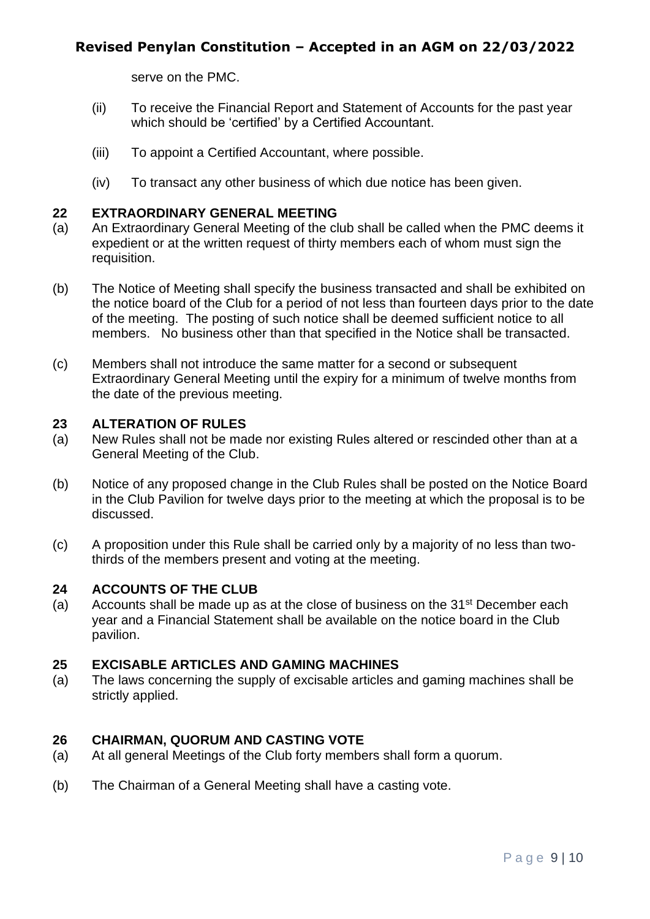serve on the PMC.

(ii) To receive the Financial Report and Statement of Accounts for the past year which should be 'certified' by a Certified Accountant.

(iii) To appoint a Certified Accountant, where possible.

(iv) To transact any other business of which due notice has been given.

## 22 EXTRAORDINARY GENERAL MEETING

(a) An Extraordinary General Meeting of the club shall be called when the PMC deems it expedient or at the written request of thirty members each of whom must sign the requisition.

(b) The Notice of Meeting shall specify the business transacted and shall be exhibited on the notice board of the Club for a period of not less than fourteen days prior to the date of the meeting. The posting of such notice shall be deemed sufficient notice to all members. No business other than that specified in the Notice shall be transacted.

(c) Members shall not introduce the same matter for a second or subsequent Extraordinary General Meeting until the expiry for a minimum of twelve months from the date of the previous meeting.

## 23 ALTERATION OF RULES

(a) New Rules shall not be made nor existing Rules altered or rescinded other than at a General Meeting of the Club.

(b) Notice of any proposed change in the Club Rules shall be posted on the Notice Board in the Club Pavilion for twelve days prior to the meeting at which the proposal is to be discussed.

(c) A proposition under this Rule shall be carried only by a majority of no less than two-thirds of the members present and voting at the meeting.

## 24 ACCOUNTS OF THE CLUB

(a) Accounts shall be made up as at the close of business on the 31st December each year and a Financial Statement shall be available on the notice board in the Club pavilion.

## 25 EXCISABLE ARTICLES AND GAMING MACHINES

(a) The laws concerning the supply of excisable articles and gaming machines shall be strictly applied.

## 26 CHAIRMAN, QUORUM AND CASTING VOTE

(a) At all general Meetings of the Club forty members shall form a quorum.

(b) The Chairman of a General Meeting shall have a casting vote.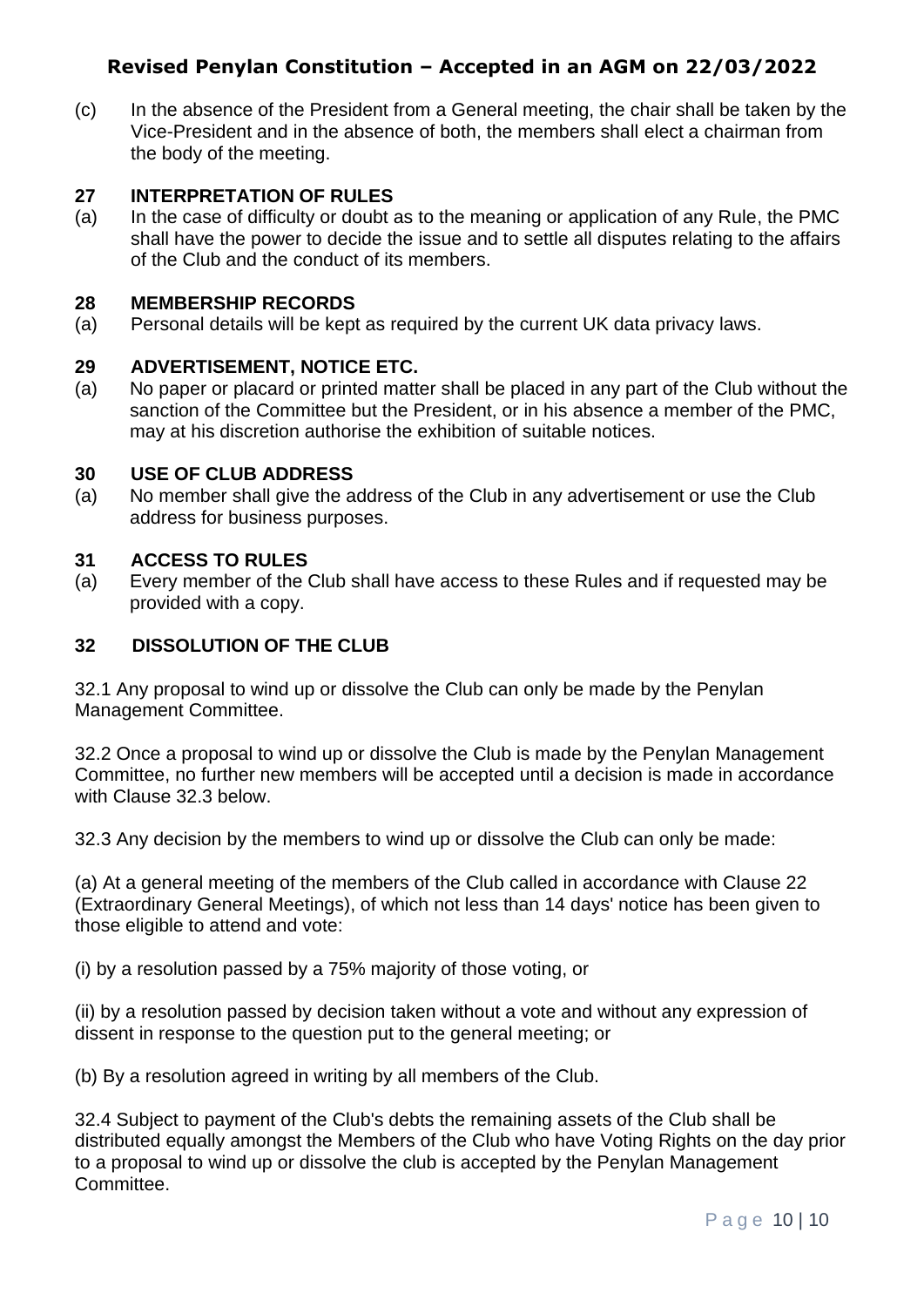(c) In the absence of the President from a General meeting, the chair shall be taken by the Vice-President and in the absence of both, the members shall elect a chairman from the body of the meeting.

## 27 INTERPRETATION OF RULES

(a) In the case of difficulty or doubt as to the meaning or application of any Rule, the PMC shall have the power to decide the issue and to settle all disputes relating to the affairs of the Club and the conduct of its members.

## 28 MEMBERSHIP RECORDS

(a) Personal details will be kept as required by the current UK data privacy laws.

## 29 ADVERTISEMENT, NOTICE ETC.

(a) No paper or placard or printed matter shall be placed in any part of the Club without the sanction of the Committee but the President, or in his absence a member of the PMC, may at his discretion authorise the exhibition of suitable notices.

## 30 USE OF CLUB ADDRESS

(a) No member shall give the address of the Club in any advertisement or use the Club address for business purposes.

## 31 ACCESS TO RULES

(a) Every member of the Club shall have access to these Rules and if requested may be provided with a copy.

## 32 DISSOLUTION OF THE CLUB

32.1 Any proposal to wind up or dissolve the Club can only be made by the Penylan Management Committee.

32.2 Once a proposal to wind up or dissolve the Club is made by the Penylan Management Committee, no further new members will be accepted until a decision is made in accordance with Clause 32.3 below.

32.3 Any decision by the members to wind up or dissolve the Club can only be made:

(a) At a general meeting of the members of the Club called in accordance with Clause 22 (Extraordinary General Meetings), of which not less than 14 days' notice has been given to those eligible to attend and vote:

(i) by a resolution passed by a 75% majority of those voting, or

(ii) by a resolution passed by decision taken without a vote and without any expression of dissent in response to the question put to the general meeting; or

(b) By a resolution agreed in writing by all members of the Club.

32.4 Subject to payment of the Club's debts the remaining assets of the Club shall be distributed equally amongst the Members of the Club who have Voting Rights on the day prior to a proposal to wind up or dissolve the club is accepted by the Penylan Management Committee.